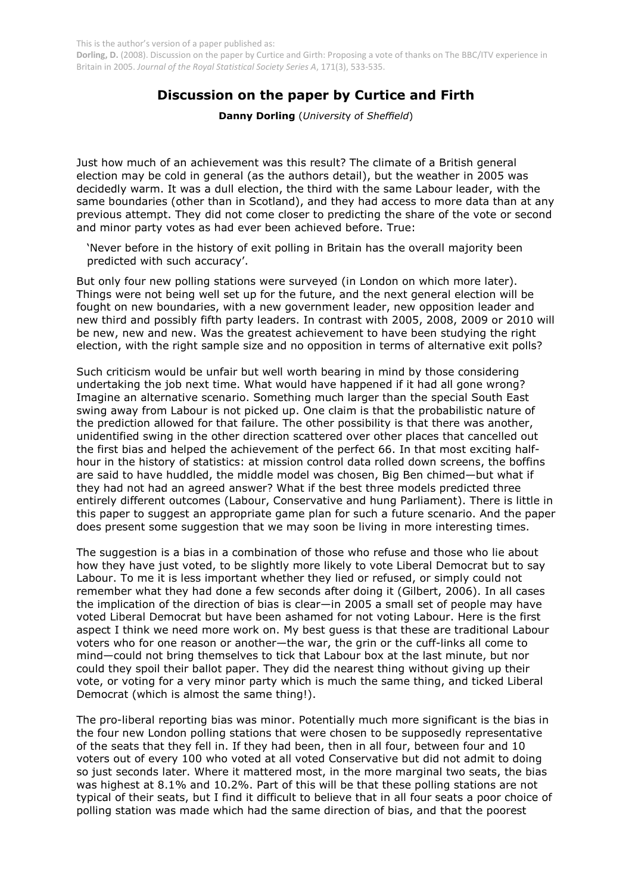This is the author's version of a paper published as:
**Dorling, D.** (2008). Discussion on the paper by Curtice and Girth: Proposing a vote of thanks on The BBC/ITV experience in Britain in 2005. *Journal of the Royal Statistical Society Series A*, 171(3), 533-535.

# Discussion on the paper by Curtice and Firth

**Danny Dorling** (*University of Sheffield*)

Just how much of an achievement was this result? The climate of a British general election may be cold in general (as the authors detail), but the weather in 2005 was decidedly warm. It was a dull election, the third with the same Labour leader, with the same boundaries (other than in Scotland), and they had access to more data than at any previous attempt. They did not come closer to predicting the share of the vote or second and minor party votes as had ever been achieved before. True:

> 'Never before in the history of exit polling in Britain has the overall majority been predicted with such accuracy'.

But only four new polling stations were surveyed (in London on which more later). Things were not being well set up for the future, and the next general election will be fought on new boundaries, with a new government leader, new opposition leader and new third and possibly fifth party leaders. In contrast with 2005, 2008, 2009 or 2010 will be new, new and new. Was the greatest achievement to have been studying the right election, with the right sample size and no opposition in terms of alternative exit polls?

Such criticism would be unfair but well worth bearing in mind by those considering undertaking the job next time. What would have happened if it had all gone wrong? Imagine an alternative scenario. Something much larger than the special South East swing away from Labour is not picked up. One claim is that the probabilistic nature of the prediction allowed for that failure. The other possibility is that there was another, unidentified swing in the other direction scattered over other places that cancelled out the first bias and helped the achievement of the perfect 66. In that most exciting half-hour in the history of statistics: at mission control data rolled down screens, the boffins are said to have huddled, the middle model was chosen, Big Ben chimed—but what if they had not had an agreed answer? What if the best three models predicted three entirely different outcomes (Labour, Conservative and hung Parliament). There is little in this paper to suggest an appropriate game plan for such a future scenario. And the paper does present some suggestion that we may soon be living in more interesting times.

The suggestion is a bias in a combination of those who refuse and those who lie about how they have just voted, to be slightly more likely to vote Liberal Democrat but to say Labour. To me it is less important whether they lied or refused, or simply could not remember what they had done a few seconds after doing it (Gilbert, 2006). In all cases the implication of the direction of bias is clear—in 2005 a small set of people may have voted Liberal Democrat but have been ashamed for not voting Labour. Here is the first aspect I think we need more work on. My best guess is that these are traditional Labour voters who for one reason or another—the war, the grin or the cuff-links all come to mind—could not bring themselves to tick that Labour box at the last minute, but nor could they spoil their ballot paper. They did the nearest thing without giving up their vote, or voting for a very minor party which is much the same thing, and ticked Liberal Democrat (which is almost the same thing!).

The pro-liberal reporting bias was minor. Potentially much more significant is the bias in the four new London polling stations that were chosen to be supposedly representative of the seats that they fell in. If they had been, then in all four, between four and 10 voters out of every 100 who voted at all voted Conservative but did not admit to doing so just seconds later. Where it mattered most, in the more marginal two seats, the bias was highest at 8.1% and 10.2%. Part of this will be that these polling stations are not typical of their seats, but I find it difficult to believe that in all four seats a poor choice of polling station was made which had the same direction of bias, and that the poorest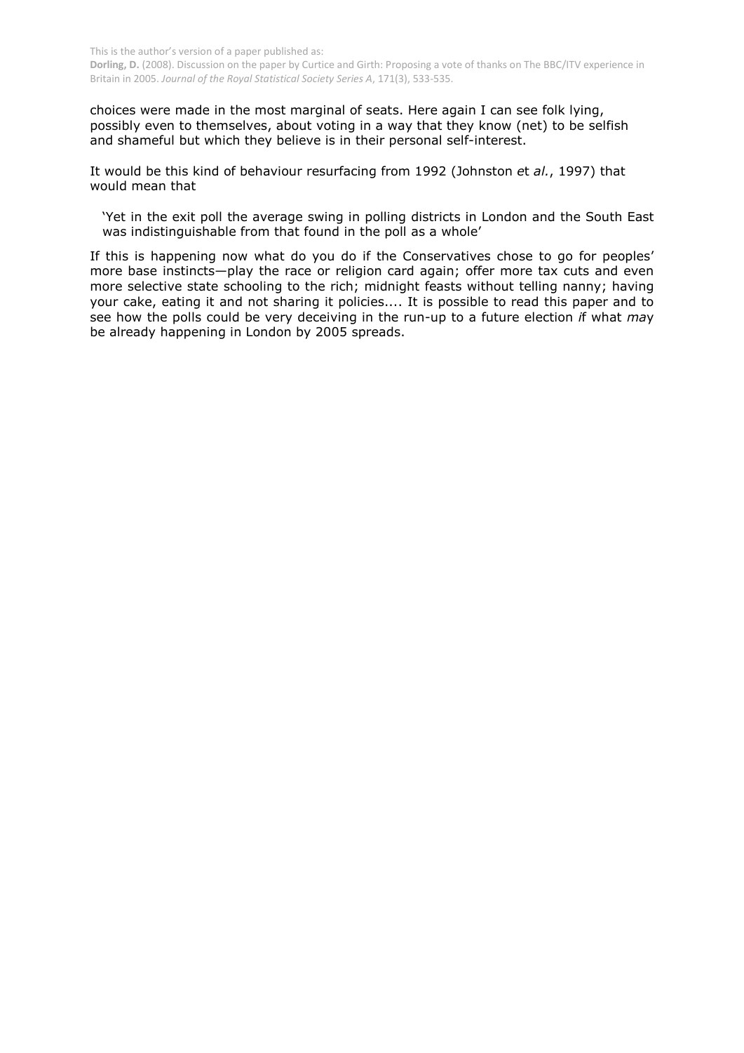choices were made in the most marginal of seats. Here again I can see folk lying, possibly even to themselves, about voting in a way that they know (net) to be selfish and shameful but which they believe is in their personal self-interest.

It would be this kind of behaviour resurfacing from 1992 (Johnston *et al.*, 1997) that would mean that

> 'Yet in the exit poll the average swing in polling districts in London and the South East was indistinguishable from that found in the poll as a whole'

If this is happening now what do you do if the Conservatives chose to go for peoples' more base instincts—play the race or religion card again; offer more tax cuts and even more selective state schooling to the rich; midnight feasts without telling nanny; having your cake, eating it and not sharing it policies.... It is possible to read this paper and to see how the polls could be very deceiving in the run-up to a future election *if* what *may* be already happening in London by 2005 spreads.